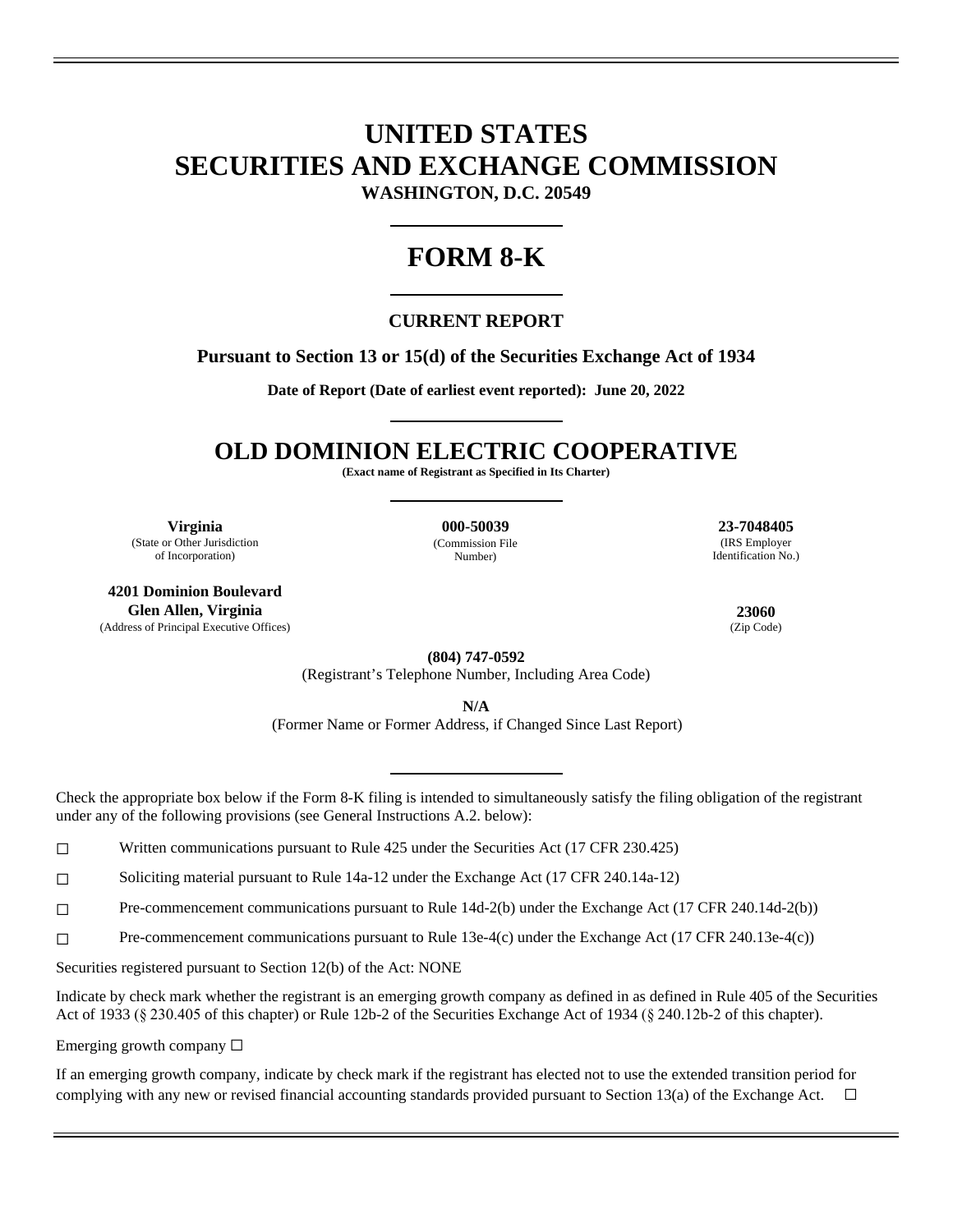# UNITED STATES
# SECURITIES AND EXCHANGE COMMISSION

**WASHINGTON, D.C. 20549**

# FORM 8-K

## CURRENT REPORT

**Pursuant to Section 13 or 15(d) of the Securities Exchange Act of 1934**

**Date of Report (Date of earliest event reported): June 20, 2022**

# OLD DOMINION ELECTRIC COOPERATIVE

**(Exact name of Registrant as Specified in Its Charter)**

| **Virginia** | **000-50039** | **23-7048405** |
|---|---|---|
| (State or Other Jurisdiction of Incorporation) | (Commission File Number) | (IRS Employer Identification No.) |

| **4201 Dominion Boulevard Glen Allen, Virginia** | **23060** |
|---|---|
| (Address of Principal Executive Offices) | (Zip Code) |

**(804) 747-0592**
(Registrant's Telephone Number, Including Area Code)

**N/A**
(Former Name or Former Address, if Changed Since Last Report)

Check the appropriate box below if the Form 8-K filing is intended to simultaneously satisfy the filing obligation of the registrant under any of the following provisions (see General Instructions A.2. below):

☐ Written communications pursuant to Rule 425 under the Securities Act (17 CFR 230.425)

☐ Soliciting material pursuant to Rule 14a-12 under the Exchange Act (17 CFR 240.14a-12)

☐ Pre-commencement communications pursuant to Rule 14d-2(b) under the Exchange Act (17 CFR 240.14d-2(b))

☐ Pre-commencement communications pursuant to Rule 13e-4(c) under the Exchange Act (17 CFR 240.13e-4(c))

Securities registered pursuant to Section 12(b) of the Act: NONE

Indicate by check mark whether the registrant is an emerging growth company as defined in as defined in Rule 405 of the Securities Act of 1933 (§ 230.405 of this chapter) or Rule 12b-2 of the Securities Exchange Act of 1934 (§ 240.12b-2 of this chapter).

Emerging growth company ☐

If an emerging growth company, indicate by check mark if the registrant has elected not to use the extended transition period for complying with any new or revised financial accounting standards provided pursuant to Section 13(a) of the Exchange Act. ☐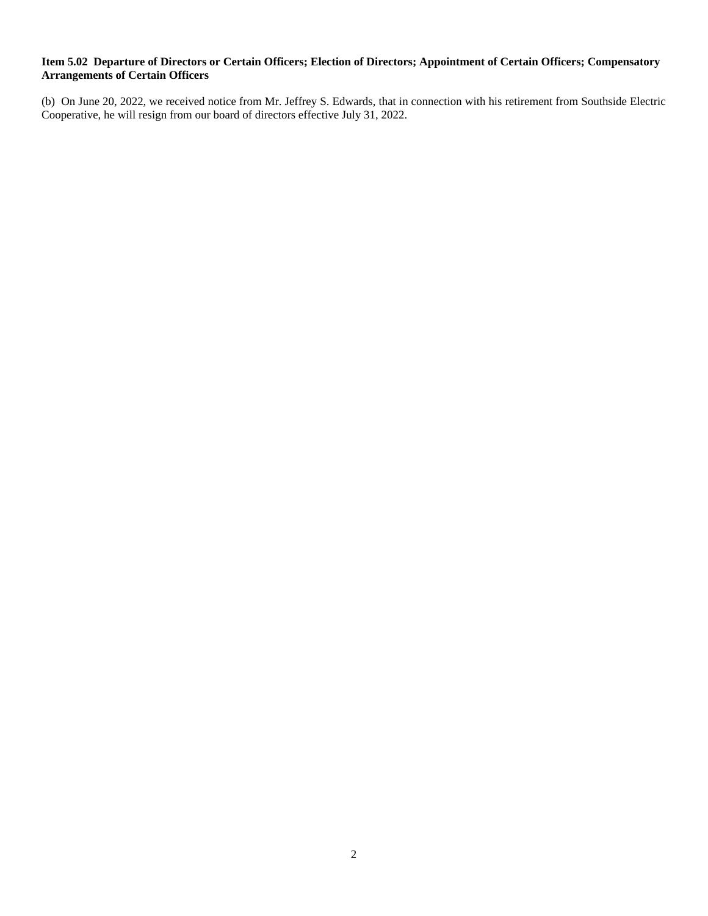**Item 5.02 Departure of Directors or Certain Officers; Election of Directors; Appointment of Certain Officers; Compensatory Arrangements of Certain Officers**

(b) On June 20, 2022, we received notice from Mr. Jeffrey S. Edwards, that in connection with his retirement from Southside Electric Cooperative, he will resign from our board of directors effective July 31, 2022.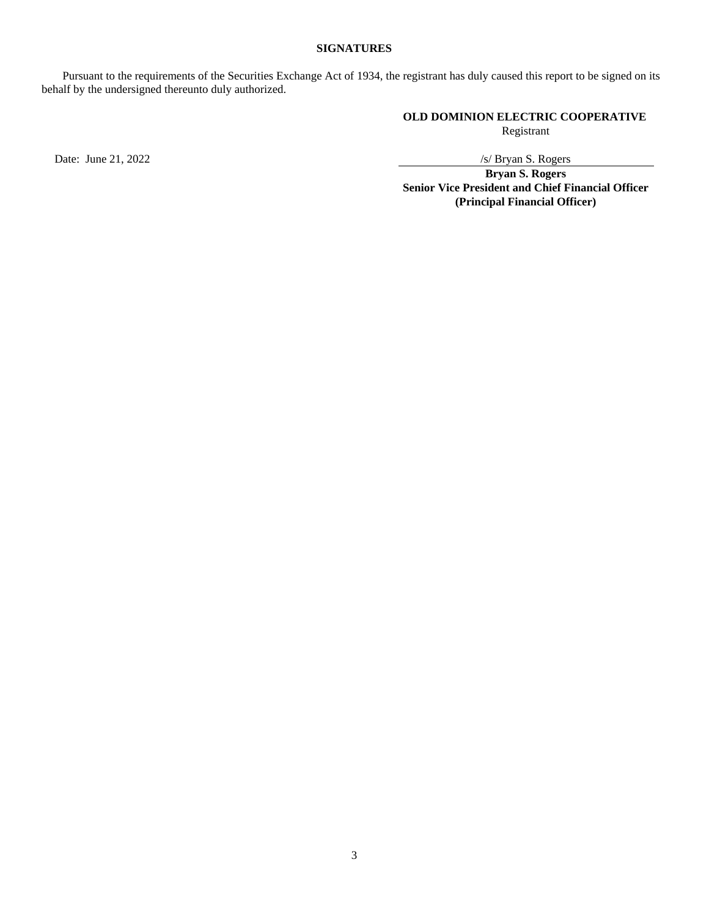## SIGNATURES

Pursuant to the requirements of the Securities Exchange Act of 1934, the registrant has duly caused this report to be signed on its behalf by the undersigned thereunto duly authorized.

**OLD DOMINION ELECTRIC COOPERATIVE**
Registrant

Date: June 21, 2022

/s/ Bryan S. Rogers

**Bryan S. Rogers**
**Senior Vice President and Chief Financial Officer**
**(Principal Financial Officer)**